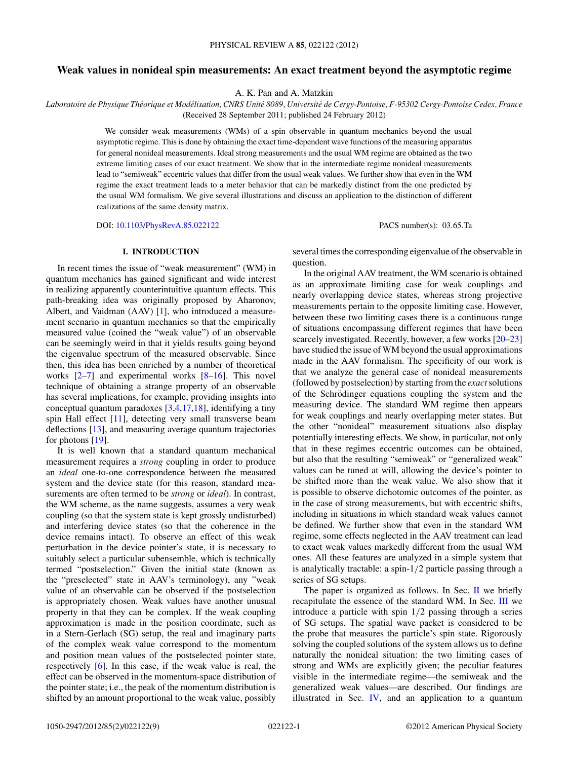# Weak values in nonideal spin measurements: An exact treatment beyond the asymptotic regime

A. K. Pan and A. Matzkin

*Laboratoire de Physique Théorique et Modélisation, CNRS Unité 8089, Université de Cergy-Pontoise, F-95302 Cergy-Pontoise Cedex, France*
(Received 28 September 2011; published 24 February 2012)

We consider weak measurements (WMs) of a spin observable in quantum mechanics beyond the usual asymptotic regime. This is done by obtaining the exact time-dependent wave functions of the measuring apparatus for general nonideal measurements. Ideal strong measurements and the usual WM regime are obtained as the two extreme limiting cases of our exact treatment. We show that in the intermediate regime nonideal measurements lead to "semiweak" eccentric values that differ from the usual weak values. We further show that even in the WM regime the exact treatment leads to a meter behavior that can be markedly distinct from the one predicted by the usual WM formalism. We give several illustrations and discuss an application to the distinction of different realizations of the same density matrix.

DOI: 10.1103/PhysRevA.85.022122 PACS number(s): 03.65.Ta

## I. INTRODUCTION

In recent times the issue of "weak measurement" (WM) in quantum mechanics has gained significant and wide interest in realizing apparently counterintuitive quantum effects. This path-breaking idea was originally proposed by Aharonov, Albert, and Vaidman (AAV) [1], who introduced a measurement scenario in quantum mechanics so that the empirically measured value (coined the "weak value") of an observable can be seemingly weird in that it yields results going beyond the eigenvalue spectrum of the measured observable. Since then, this idea has been enriched by a number of theoretical works [2–7] and experimental works [8–16]. This novel technique of obtaining a strange property of an observable has several implications, for example, providing insights into conceptual quantum paradoxes [3,4,17,18], identifying a tiny spin Hall effect [11], detecting very small transverse beam deflections [13], and measuring average quantum trajectories for photons [19].

It is well known that a standard quantum mechanical measurement requires a *strong* coupling in order to produce an *ideal* one-to-one correspondence between the measured system and the device state (for this reason, standard measurements are often termed to be *strong* or *ideal*). In contrast, the WM scheme, as the name suggests, assumes a very weak coupling (so that the system state is kept grossly undisturbed) and interfering device states (so that the coherence in the device remains intact). To observe an effect of this weak perturbation in the device pointer's state, it is necessary to suitably select a particular subensemble, which is technically termed "postselection." Given the initial state (known as the "preselected" state in AAV's terminology), any "weak value of an observable can be observed if the postselection is appropriately chosen. Weak values have another unusual property in that they can be complex. If the weak coupling approximation is made in the position coordinate, such as in a Stern-Gerlach (SG) setup, the real and imaginary parts of the complex weak value correspond to the momentum and position mean values of the postselected pointer state, respectively [6]. In this case, if the weak value is real, the effect can be observed in the momentum-space distribution of the pointer state; i.e., the peak of the momentum distribution is shifted by an amount proportional to the weak value, possibly several times the corresponding eigenvalue of the observable in question.

In the original AAV treatment, the WM scenario is obtained as an approximate limiting case for weak couplings and nearly overlapping device states, whereas strong projective measurements pertain to the opposite limiting case. However, between these two limiting cases there is a continuous range of situations encompassing different regimes that have been scarcely investigated. Recently, however, a few works [20–23] have studied the issue of WM beyond the usual approximations made in the AAV formalism. The specificity of our work is that we analyze the general case of nonideal measurements (followed by postselection) by starting from the *exact* solutions of the Schrödinger equations coupling the system and the measuring device. The standard WM regime then appears for weak couplings and nearly overlapping meter states. But the other "nonideal" measurement situations also display potentially interesting effects. We show, in particular, not only that in these regimes eccentric outcomes can be obtained, but also that the resulting "semiweak" or "generalized weak" values can be tuned at will, allowing the device's pointer to be shifted more than the weak value. We also show that it is possible to observe dichotomic outcomes of the pointer, as in the case of strong measurements, but with eccentric shifts, including in situations in which standard weak values cannot be defined. We further show that even in the standard WM regime, some effects neglected in the AAV treatment can lead to exact weak values markedly different from the usual WM ones. All these features are analyzed in a simple system that is analytically tractable: a spin-$1/2$ particle passing through a series of SG setups.

The paper is organized as follows. In Sec. II we briefly recapitulate the essence of the standard WM. In Sec. III we introduce a particle with spin $1/2$ passing through a series of SG setups. The spatial wave packet is considered to be the probe that measures the particle's spin state. Rigorously solving the coupled solutions of the system allows us to define naturally the nonideal situation: the two limiting cases of strong and WMs are explicitly given; the peculiar features visible in the intermediate regime—the semiweak and the generalized weak values—are described. Our findings are illustrated in Sec. IV, and an application to a quantum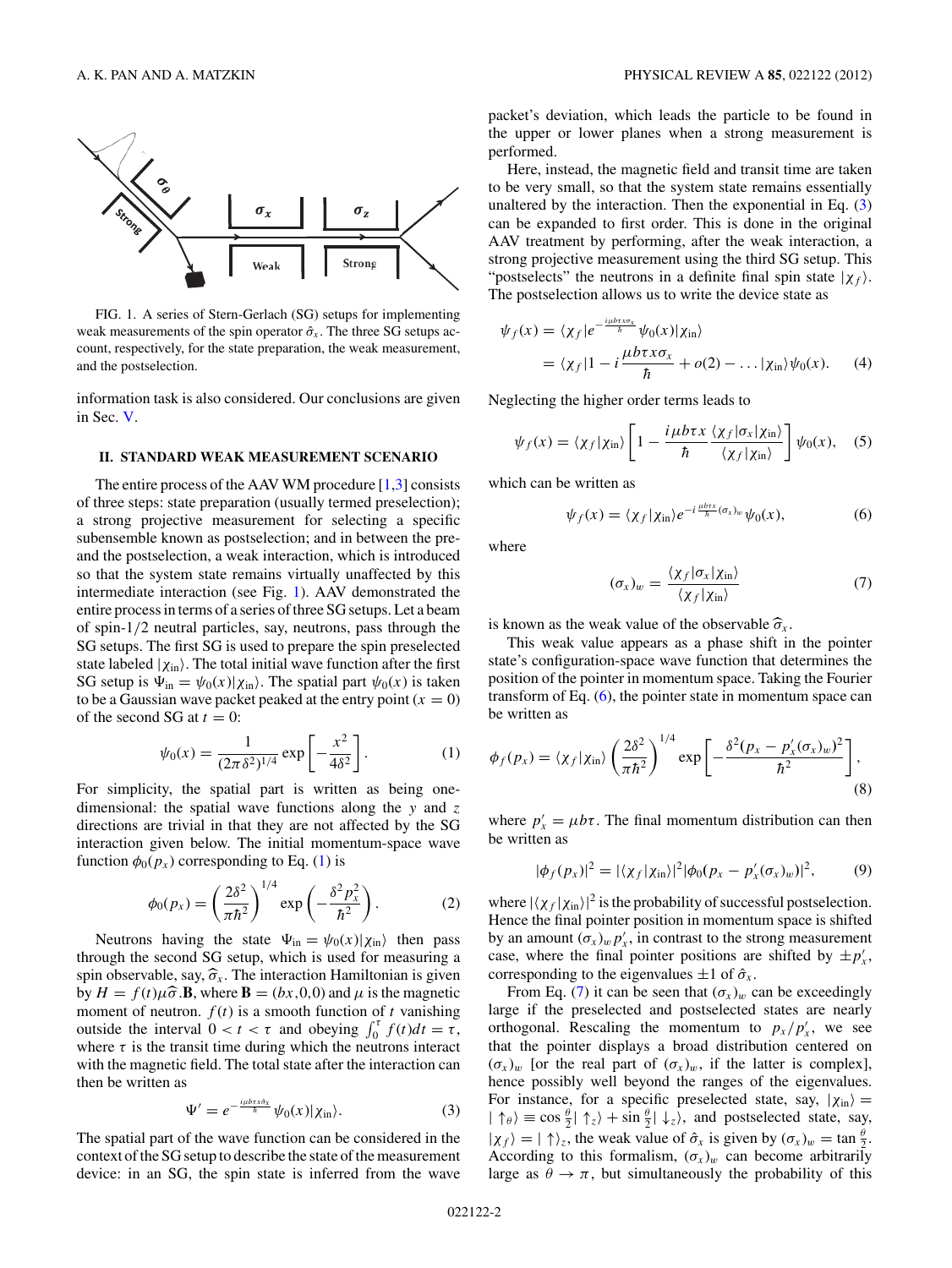FIG. 1. A series of Stern-Gerlach (SG) setups for implementing weak measurements of the spin operator $\hat{\sigma}_x$. The three SG setups account, respectively, for the state preparation, the weak measurement, and the postselection.

information task is also considered. Our conclusions are given in Sec. V.

## II. STANDARD WEAK MEASUREMENT SCENARIO

The entire process of the AAV WM procedure [1,3] consists of three steps: state preparation (usually termed preselection); a strong projective measurement for selecting a specific subensemble known as postselection; and in between the pre- and the postselection, a weak interaction, which is introduced so that the system state remains virtually unaffected by this intermediate interaction (see Fig. 1). AAV demonstrated the entire process in terms of a series of three SG setups. Let a beam of spin-1/2 neutral particles, say, neutrons, pass through the SG setups. The first SG is used to prepare the spin preselected state labeled $|\chi_{\rm in}\rangle$. The total initial wave function after the first SG setup is $\Psi_{\rm in} = \psi_0(x)|\chi_{\rm in}\rangle$. The spatial part $\psi_0(x)$ is taken to be a Gaussian wave packet peaked at the entry point ($x = 0$) of the second SG at $t = 0$:

$$\psi_0(x) = \frac{1}{(2\pi\delta^2)^{1/4}} \exp\left[-\frac{x^2}{4\delta^2}\right]. \quad (1)$$

For simplicity, the spatial part is written as being one-dimensional: the spatial wave functions along the $y$ and $z$ directions are trivial in that they are not affected by the SG interaction given below. The initial momentum-space wave function $\phi_0(p_x)$ corresponding to Eq. (1) is

$$\phi_0(p_x) = \left(\frac{2\delta^2}{\pi\hbar^2}\right)^{1/4} \exp\left(-\frac{\delta^2 p_x^2}{\hbar^2}\right). \quad (2)$$

Neutrons having the state $\Psi_{\rm in} = \psi_0(x)|\chi_{\rm in}\rangle$ then pass through the second SG setup, which is used for measuring a spin observable, say, $\widehat{\sigma}_x$. The interaction Hamiltonian is given by $H = f(t)\mu\widehat{\sigma}.\mathbf{B}$, where $\mathbf{B} = (bx,0,0)$ and $\mu$ is the magnetic moment of neutron. $f(t)$ is a smooth function of $t$ vanishing outside the interval $0 < t < \tau$ and obeying $\int_0^\tau f(t)dt = \tau$, where $\tau$ is the transit time during which the neutrons interact with the magnetic field. The total state after the interaction can then be written as

$$\Psi' = e^{-\frac{i\mu b\tau x\hat{\sigma}_x}{\hbar}}\psi_0(x)|\chi_{\rm in}\rangle. \quad (3)$$

The spatial part of the wave function can be considered in the context of the SG setup to describe the state of the measurement device: in an SG, the spin state is inferred from the wave packet's deviation, which leads the particle to be found in the upper or lower planes when a strong measurement is performed.

Here, instead, the magnetic field and transit time are taken to be very small, so that the system state remains essentially unaltered by the interaction. Then the exponential in Eq. (3) can be expanded to first order. This is done in the original AAV treatment by performing, after the weak interaction, a strong projective measurement using the third SG setup. This "postselects" the neutrons in a definite final spin state $|\chi_f\rangle$. The postselection allows us to write the device state as

$$\begin{aligned}\psi_f(x) &= \langle\chi_f|e^{-\frac{i\mu b\tau x\sigma_x}{\hbar}}\psi_0(x)|\chi_{\rm in}\rangle \\ &= \langle\chi_f|1 - i\frac{\mu b\tau x\sigma_x}{\hbar} + o(2) - \ldots|\chi_{\rm in}\rangle\psi_0(x). \quad (4)\end{aligned}$$

Neglecting the higher order terms leads to

$$\psi_f(x) = \langle\chi_f|\chi_{\rm in}\rangle\left[1 - \frac{i\mu b\tau x}{\hbar}\frac{\langle\chi_f|\sigma_x|\chi_{\rm in}\rangle}{\langle\chi_f|\chi_{\rm in}\rangle}\right]\psi_0(x), \quad (5)$$

which can be written as

$$\psi_f(x) = \langle\chi_f|\chi_{\rm in}\rangle e^{-i\frac{\mu b\tau x}{\hbar}(\sigma_x)_w}\psi_0(x), \quad (6)$$

where

$$(\sigma_x)_w = \frac{\langle\chi_f|\sigma_x|\chi_{\rm in}\rangle}{\langle\chi_f|\chi_{\rm in}\rangle} \quad (7)$$

is known as the weak value of the observable $\widehat{\sigma}_x$.

This weak value appears as a phase shift in the pointer state's configuration-space wave function that determines the position of the pointer in momentum space. Taking the Fourier transform of Eq. (6), the pointer state in momentum space can be written as

$$\phi_f(p_x) = \langle\chi_f|\chi_{\rm in}\rangle\left(\frac{2\delta^2}{\pi\hbar^2}\right)^{1/4}\exp\left[-\frac{\delta^2(p_x - p_x'(\sigma_x)_w)^2}{\hbar^2}\right], \quad (8)$$

where $p_x' = \mu b\tau$. The final momentum distribution can then be written as

$$|\phi_f(p_x)|^2 = |\langle\chi_f|\chi_{\rm in}\rangle|^2|\phi_0(p_x - p_x'(\sigma_x)_w)|^2, \quad (9)$$

where $|\langle\chi_f|\chi_{\rm in}\rangle|^2$ is the probability of successful postselection. Hence the final pointer position in momentum space is shifted by an amount $(\sigma_x)_w p_x'$, in contrast to the strong measurement case, where the final pointer positions are shifted by $\pm p_x'$, corresponding to the eigenvalues $\pm 1$ of $\hat{\sigma}_x$.

From Eq. (7) it can be seen that $(\sigma_x)_w$ can be exceedingly large if the preselected and postselected states are nearly orthogonal. Rescaling the momentum to $p_x/p_x'$, we see that the pointer displays a broad distribution centered on $(\sigma_x)_w$ [or the real part of $(\sigma_x)_w$, if the latter is complex], hence possibly well beyond the ranges of the eigenvalues. For instance, for a specific preselected state, say, $|\chi_{\rm in}\rangle = |\uparrow_\theta\rangle \equiv \cos\frac{\theta}{2}|\uparrow_z\rangle + \sin\frac{\theta}{2}|\downarrow_z\rangle$, and postselected state, say, $|\chi_f\rangle = |\uparrow\rangle_z$, the weak value of $\hat{\sigma}_x$ is given by $(\sigma_x)_w = \tan\frac{\theta}{2}$. According to this formalism, $(\sigma_x)_w$ can become arbitrarily large as $\theta \to \pi$, but simultaneously the probability of this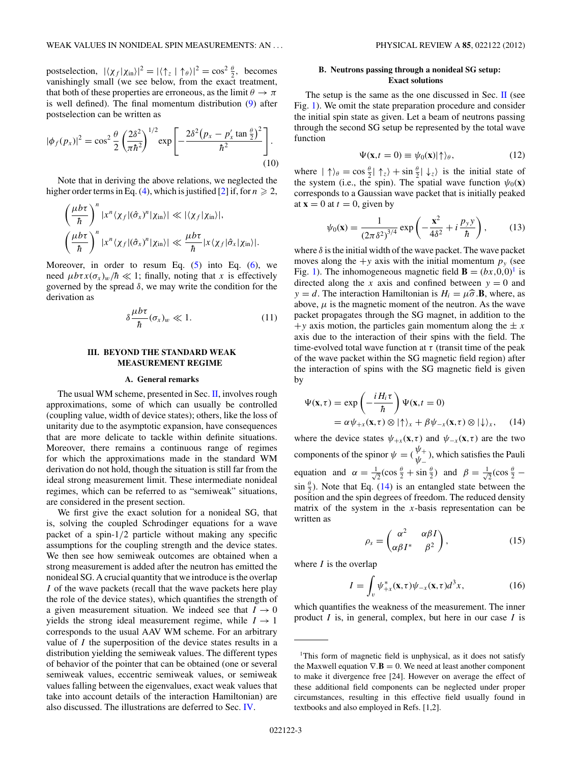postselection, $|\langle\chi_f|\chi_{\rm in}\rangle|^2 = |\langle\uparrow_z|\uparrow_\theta\rangle|^2 = \cos^2\frac{\theta}{2}$, becomes vanishingly small (we see below, from the exact treatment, that both of these properties are erroneous, as the limit $\theta \to \pi$ is well defined). The final momentum distribution (9) after postselection can be written as

$$|\phi_f(p_x)|^2 = \cos^2\frac{\theta}{2}\left(\frac{2\delta^2}{\pi\hbar^2}\right)^{1/2}\exp\left[-\frac{2\delta^2\left(p_x - p'_x\tan\frac{\theta}{2}\right)^2}{\hbar^2}\right]. \tag{10}$$

Note that in deriving the above relations, we neglected the higher order terms in Eq. (4), which is justified [2] if, for $n \geqslant 2$,

$$\left(\frac{\mu b\tau}{\hbar}\right)^n |x^n\langle\chi_f|(\hat{\sigma}_x)^n|\chi_{\rm in}\rangle| \ll |\langle\chi_f|\chi_{\rm in}\rangle|,$$

$$\left(\frac{\mu b\tau}{\hbar}\right)^n |x^n\langle\chi_f|(\hat{\sigma}_x)^n|\chi_{\rm in}\rangle| \ll \frac{\mu b\tau}{\hbar}|x\langle\chi_f|\hat{\sigma}_x|\chi_{\rm in}\rangle|.$$

Moreover, in order to resum Eq. (5) into Eq. (6), we need $\mu b\tau x(\sigma_x)_w/\hbar \ll 1$; finally, noting that $x$ is effectively governed by the spread $\delta$, we may write the condition for the derivation as

$$\delta\frac{\mu b\tau}{\hbar}(\sigma_x)_w \ll 1. \tag{11}$$

## III. BEYOND THE STANDARD WEAK MEASUREMENT REGIME

### A. General remarks

The usual WM scheme, presented in Sec. II, involves rough approximations, some of which can usually be controlled (coupling value, width of device states); others, like the loss of unitarity due to the asymptotic expansion, have consequences that are more delicate to tackle within definite situations. Moreover, there remains a continuous range of regimes for which the approximations made in the standard WM derivation do not hold, though the situation is still far from the ideal strong measurement limit. These intermediate nonideal regimes, which can be referred to as "semiweak" situations, are considered in the present section.

We first give the exact solution for a nonideal SG, that is, solving the coupled Schrodinger equations for a wave packet of a spin-1/2 particle without making any specific assumptions for the coupling strength and the device states. We then see how semiweak outcomes are obtained when a strong measurement is added after the neutron has emitted the nonideal SG. A crucial quantity that we introduce is the overlap $I$ of the wave packets (recall that the wave packets here play the role of the device states), which quantifies the strength of a given measurement situation. We indeed see that $I \to 0$ yields the strong ideal measurement regime, while $I \to 1$ corresponds to the usual AAV WM scheme. For an arbitrary value of $I$ the superposition of the device states results in a distribution yielding the semiweak values. The different types of behavior of the pointer that can be obtained (one or several semiweak values, eccentric semiweak values, or semiweak values falling between the eigenvalues, exact weak values that take into account details of the interaction Hamiltonian) are also discussed. The illustrations are deferred to Sec. IV.

### B. Neutrons passing through a nonideal SG setup: Exact solutions

The setup is the same as the one discussed in Sec. II (see Fig. 1). We omit the state preparation procedure and consider the initial spin state as given. Let a beam of neutrons passing through the second SG setup be represented by the total wave function

$$\Psi(\mathbf{x},t=0) \equiv \psi_0(\mathbf{x})|\uparrow\rangle_\theta, \tag{12}$$

where $|\uparrow\rangle_\theta = \cos\frac{\theta}{2}|\uparrow_z\rangle + \sin\frac{\theta}{2}|\downarrow_z\rangle$ is the initial state of the system (i.e., the spin). The spatial wave function $\psi_0(\mathbf{x})$ corresponds to a Gaussian wave packet that is initially peaked at $\mathbf{x} = 0$ at $t = 0$, given by

$$\psi_0(\mathbf{x}) = \frac{1}{(2\pi\delta^2)^{3/4}}\exp\left(-\frac{\mathbf{x}^2}{4\delta^2} + i\frac{p_y y}{\hbar}\right), \tag{13}$$

where $\delta$ is the initial width of the wave packet. The wave packet moves along the $+y$ axis with the initial momentum $p_y$ (see Fig. 1). The inhomogeneous magnetic field $\mathbf{B} = (bx,0,0)$[1] is directed along the $x$ axis and confined between $y = 0$ and $y = d$. The interaction Hamiltonian is $H_i = \mu\hat{\sigma}.\mathbf{B}$, where, as above, $\mu$ is the magnetic moment of the neutron. As the wave packet propagates through the SG magnet, in addition to the $+y$ axis motion, the particles gain momentum along the $\pm x$ axis due to the interaction of their spins with the field. The time-evolved total wave function at $\tau$ (transit time of the peak of the wave packet within the SG magnetic field region) after the interaction of spins with the SG magnetic field is given by

$$\begin{aligned}\Psi(\mathbf{x},\tau) &= \exp\left(-\frac{iH_i\tau}{\hbar}\right)\Psi(\mathbf{x},t=0)\\ &= \alpha\psi_{+x}(\mathbf{x},\tau)\otimes|\uparrow\rangle_x + \beta\psi_{-x}(\mathbf{x},\tau)\otimes|\downarrow\rangle_x,\end{aligned} \tag{14}$$

where the device states $\psi_{+x}(\mathbf{x},\tau)$ and $\psi_{-x}(\mathbf{x},\tau)$ are the two components of the spinor $\psi = \binom{\psi_+}{\psi_-}$, which satisfies the Pauli equation and $\alpha = \frac{1}{\sqrt{2}}(\cos\frac{\theta}{2} + \sin\frac{\theta}{2})$ and $\beta = \frac{1}{\sqrt{2}}(\cos\frac{\theta}{2} - \sin\frac{\theta}{2})$. Note that Eq. (14) is an entangled state between the position and the spin degrees of freedom. The reduced density matrix of the system in the $x$-basis representation can be written as

$$\rho_s = \begin{pmatrix}\alpha^2 & \alpha\beta I\\ \alpha\beta I^* & \beta^2\end{pmatrix}, \tag{15}$$

where $I$ is the overlap

$$I = \int_v \psi^*_{+x}(\mathbf{x},\tau)\psi_{-x}(\mathbf{x},\tau)d^3x, \tag{16}$$

which quantifies the weakness of the measurement. The inner product $I$ is, in general, complex, but here in our case $I$ is

---

[1] This form of magnetic field is unphysical, as it does not satisfy the Maxwell equation $\nabla.\mathbf{B} = 0$. We need at least another component to make it divergence free [24]. However on average the effect of these additional field components can be neglected under proper circumstances, resulting in this effective field usually found in textbooks and also employed in Refs. [1,2].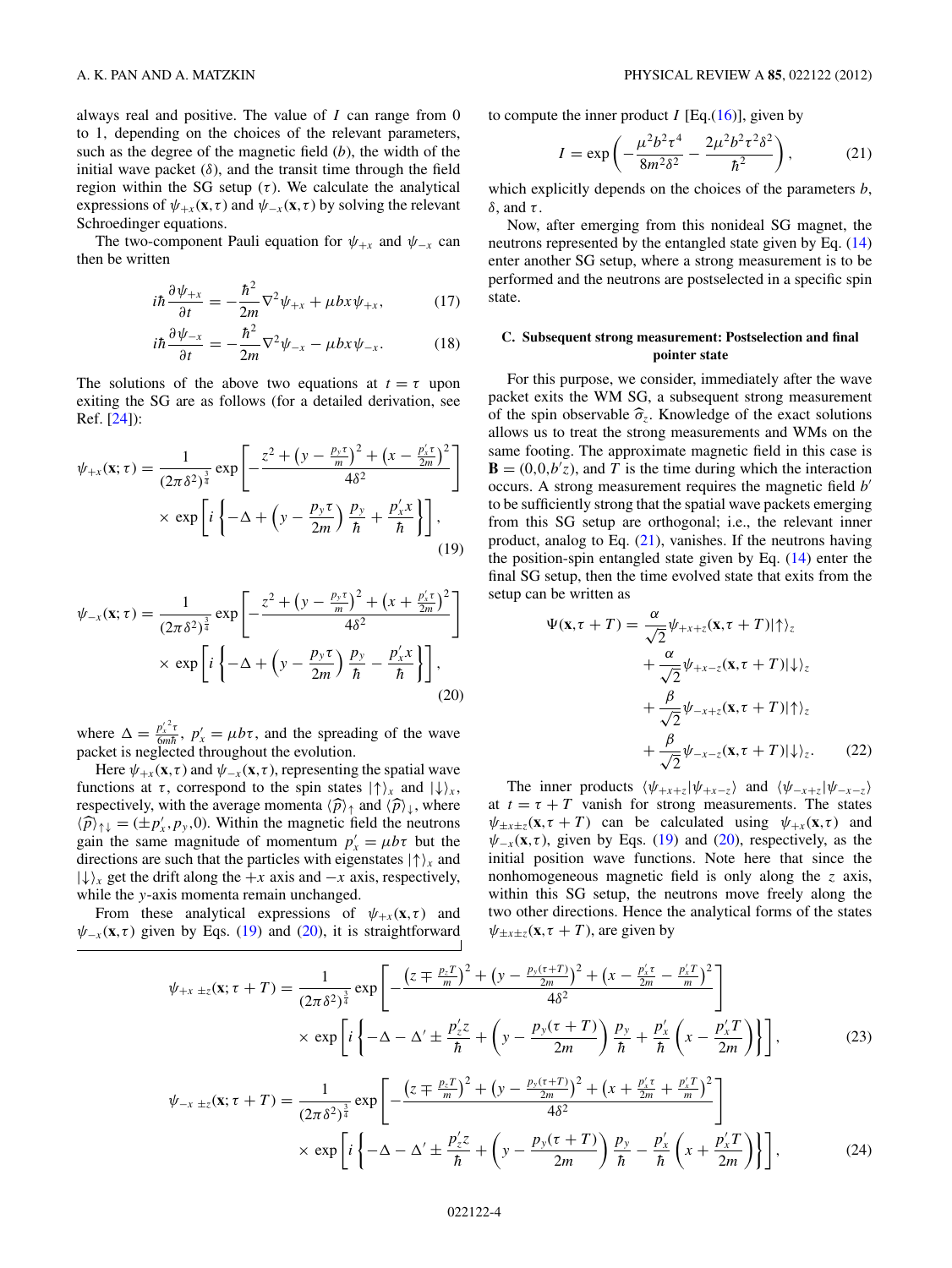always real and positive. The value of $I$ can range from 0 to 1, depending on the choices of the relevant parameters, such as the degree of the magnetic field ($b$), the width of the initial wave packet ($\delta$), and the transit time through the field region within the SG setup ($\tau$). We calculate the analytical expressions of $\psi_{+x}(\mathbf{x},\tau)$ and $\psi_{-x}(\mathbf{x},\tau)$ by solving the relevant Schroedinger equations.

The two-component Pauli equation for $\psi_{+x}$ and $\psi_{-x}$ can then be written

$$i\hbar\frac{\partial\psi_{+x}}{\partial t} = -\frac{\hbar^2}{2m}\nabla^2\psi_{+x} + \mu b x\psi_{+x}, \tag{17}$$

$$i\hbar\frac{\partial\psi_{-x}}{\partial t} = -\frac{\hbar^2}{2m}\nabla^2\psi_{-x} - \mu b x\psi_{-x}. \tag{18}$$

The solutions of the above two equations at $t=\tau$ upon exiting the SG are as follows (for a detailed derivation, see Ref. [24]):

$$\psi_{+x}(\mathbf{x};\tau) = \frac{1}{(2\pi\delta^2)^{\frac{3}{4}}}\exp\left[-\frac{z^2+\left(y-\frac{p_y\tau}{m}\right)^2+\left(x-\frac{p_x'\tau}{2m}\right)^2}{4\delta^2}\right] \times \exp\left[i\left\{-\Delta+\left(y-\frac{p_y\tau}{2m}\right)\frac{p_y}{\hbar}+\frac{p_x' x}{\hbar}\right\}\right], \tag{19}$$

$$\psi_{-x}(\mathbf{x};\tau) = \frac{1}{(2\pi\delta^2)^{\frac{3}{4}}}\exp\left[-\frac{z^2+\left(y-\frac{p_y\tau}{m}\right)^2+\left(x+\frac{p_x'\tau}{2m}\right)^2}{4\delta^2}\right] \times \exp\left[i\left\{-\Delta+\left(y-\frac{p_y\tau}{2m}\right)\frac{p_y}{\hbar}-\frac{p_x' x}{\hbar}\right\}\right], \tag{20}$$

where $\Delta = \frac{p_x'^2\tau}{6m\hbar}$, $p_x' = \mu b\tau$, and the spreading of the wave packet is neglected throughout the evolution.

Here $\psi_{+x}(\mathbf{x},\tau)$ and $\psi_{-x}(\mathbf{x},\tau)$, representing the spatial wave functions at $\tau$, correspond to the spin states $|\uparrow\rangle_x$ and $|\downarrow\rangle_x$, respectively, with the average momenta $\langle\widehat{p}\rangle_\uparrow$ and $\langle\widehat{p}\rangle_\downarrow$, where $\langle\widehat{p}\rangle_{\uparrow\downarrow} = (\pm p_x', p_y, 0)$. Within the magnetic field the neutrons gain the same magnitude of momentum $p_x' = \mu b\tau$ but the directions are such that the particles with eigenstates $|\uparrow\rangle_x$ and $|\downarrow\rangle_x$ get the drift along the $+x$ axis and $-x$ axis, respectively, while the $y$-axis momenta remain unchanged.

From these analytical expressions of $\psi_{+x}(\mathbf{x},\tau)$ and $\psi_{-x}(\mathbf{x},\tau)$ given by Eqs. (19) and (20), it is straightforward to compute the inner product $I$ [Eq.(16)], given by

$$I = \exp\left(-\frac{\mu^2 b^2\tau^4}{8m^2\delta^2} - \frac{2\mu^2 b^2\tau^2\delta^2}{\hbar^2}\right), \tag{21}$$

which explicitly depends on the choices of the parameters $b$, $\delta$, and $\tau$.

Now, after emerging from this nonideal SG magnet, the neutrons represented by the entangled state given by Eq. (14) enter another SG setup, where a strong measurement is to be performed and the neutrons are postselected in a specific spin state.

### C. Subsequent strong measurement: Postselection and final pointer state

For this purpose, we consider, immediately after the wave packet exits the WM SG, a subsequent strong measurement of the spin observable $\widehat{\sigma}_z$. Knowledge of the exact solutions allows us to treat the strong measurements and WMs on the same footing. The approximate magnetic field in this case is $\mathbf{B} = (0,0,b'z)$, and $T$ is the time during which the interaction occurs. A strong measurement requires the magnetic field $b'$ to be sufficiently strong that the spatial wave packets emerging from this SG setup are orthogonal; i.e., the relevant inner product, analog to Eq. (21), vanishes. If the neutrons having the position-spin entangled state given by Eq. (14) enter the final SG setup, then the time evolved state that exits from the setup can be written as

$$\begin{aligned}\Psi(\mathbf{x},\tau+T) = {} & \frac{\alpha}{\sqrt{2}}\psi_{+x+z}(\mathbf{x},\tau+T)|\uparrow\rangle_z \\ & + \frac{\alpha}{\sqrt{2}}\psi_{+x-z}(\mathbf{x},\tau+T)|\downarrow\rangle_z \\ & + \frac{\beta}{\sqrt{2}}\psi_{-x+z}(\mathbf{x},\tau+T)|\uparrow\rangle_z \\ & + \frac{\beta}{\sqrt{2}}\psi_{-x-z}(\mathbf{x},\tau+T)|\downarrow\rangle_z.\end{aligned} \tag{22}$$

The inner products $\langle\psi_{+x+z}|\psi_{+x-z}\rangle$ and $\langle\psi_{-x+z}|\psi_{-x-z}\rangle$ at $t=\tau+T$ vanish for strong measurements. The states $\psi_{\pm x\pm z}(\mathbf{x},\tau+T)$ can be calculated using $\psi_{+x}(\mathbf{x},\tau)$ and $\psi_{-x}(\mathbf{x},\tau)$, given by Eqs. (19) and (20), respectively, as the initial position wave functions. Note here that since the nonhomogeneous magnetic field is only along the $z$ axis, within this SG setup, the neutrons move freely along the two other directions. Hence the analytical forms of the states $\psi_{\pm x\pm z}(\mathbf{x},\tau+T)$, are given by

$$\psi_{+x\,\pm z}(\mathbf{x};\tau+T) = \frac{1}{(2\pi\delta^2)^{\frac{3}{4}}}\exp\left[-\frac{\left(z\mp\frac{p_z T}{m}\right)^2+\left(y-\frac{p_y(\tau+T)}{2m}\right)^2+\left(x-\frac{p_x'\tau}{2m}-\frac{p_x' T}{m}\right)^2}{4\delta^2}\right] \times \exp\left[i\left\{-\Delta-\Delta'\pm\frac{p_z' z}{\hbar}+\left(y-\frac{p_y(\tau+T)}{2m}\right)\frac{p_y}{\hbar}+\frac{p_x'}{\hbar}\left(x-\frac{p_x' T}{2m}\right)\right\}\right], \tag{23}$$

$$\psi_{-x\,\pm z}(\mathbf{x};\tau+T) = \frac{1}{(2\pi\delta^2)^{\frac{3}{4}}}\exp\left[-\frac{\left(z\mp\frac{p_z T}{m}\right)^2+\left(y-\frac{p_y(\tau+T)}{2m}\right)^2+\left(x+\frac{p_x'\tau}{2m}+\frac{p_x' T}{m}\right)^2}{4\delta^2}\right] \times \exp\left[i\left\{-\Delta-\Delta'\pm\frac{p_z' z}{\hbar}+\left(y-\frac{p_y(\tau+T)}{2m}\right)\frac{p_y}{\hbar}-\frac{p_x'}{\hbar}\left(x+\frac{p_x' T}{2m}\right)\right\}\right], \tag{24}$$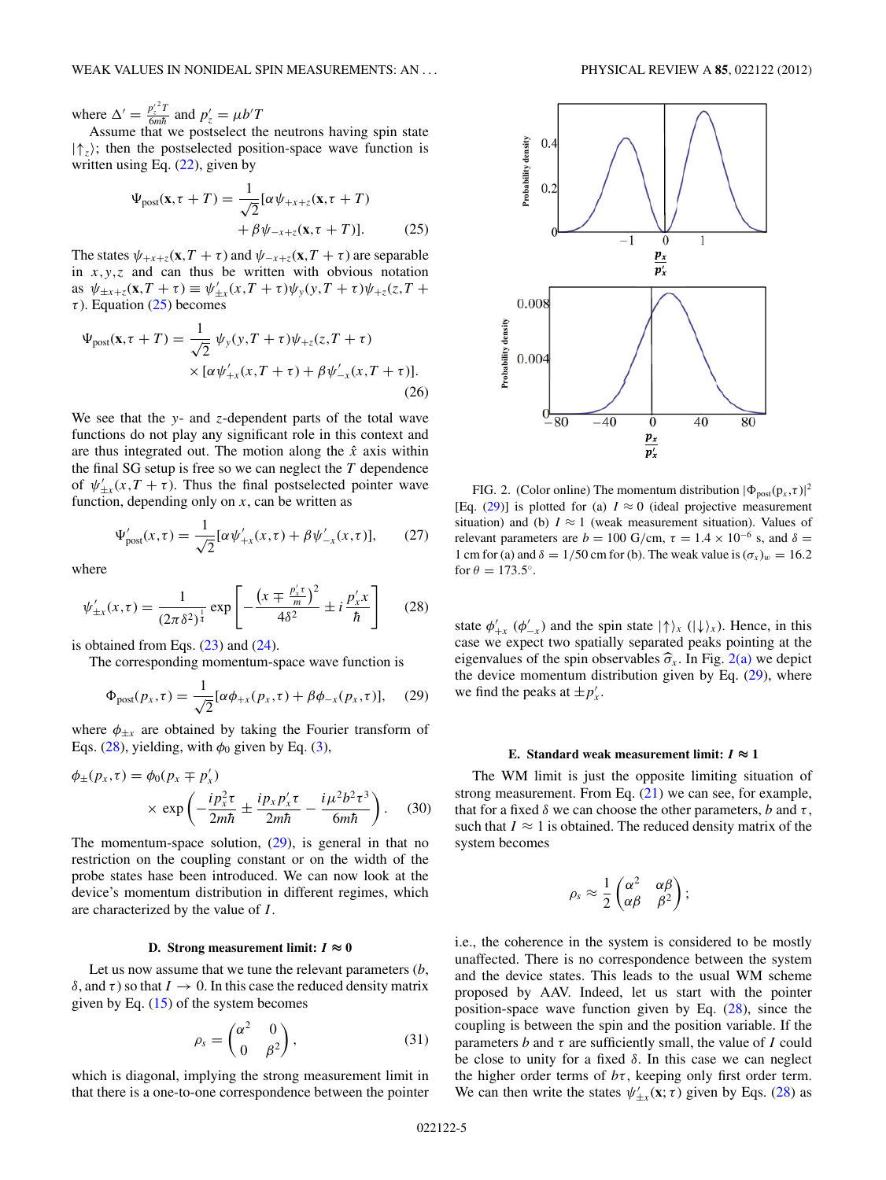where $\Delta' = \frac{p_z'^2 T}{6m\hbar}$ and $p_z' = \mu b' T$

Assume that we postselect the neutrons having spin state $|\uparrow_z\rangle$; then the postselected position-space wave function is written using Eq. (22), given by

$$\Psi_{\text{post}}(\mathbf{x},\tau+T) = \frac{1}{\sqrt{2}}[\alpha\psi_{+x+z}(\mathbf{x},\tau+T) + \beta\psi_{-x+z}(\mathbf{x},\tau+T)]. \qquad (25)$$

The states $\psi_{+x+z}(\mathbf{x},T+\tau)$ and $\psi_{-x+z}(\mathbf{x},T+\tau)$ are separable in $x,y,z$ and can thus be written with obvious notation as $\psi_{\pm x+z}(\mathbf{x},T+\tau) \equiv \psi'_{\pm x}(x,T+\tau)\psi_y(y,T+\tau)\psi_{+z}(z,T+\tau)$. Equation (25) becomes

$$\Psi_{\text{post}}(\mathbf{x},\tau+T) = \frac{1}{\sqrt{2}}\,\psi_y(y,T+\tau)\psi_{+z}(z,T+\tau) \times [\alpha\psi'_{+x}(x,T+\tau)+\beta\psi'_{-x}(x,T+\tau)]. \qquad (26)$$

We see that the $y$- and $z$-dependent parts of the total wave functions do not play any significant role in this context and are thus integrated out. The motion along the $\hat{x}$ axis within the final SG setup is free so we can neglect the $T$ dependence of $\psi'_{\pm x}(x,T+\tau)$. Thus the final postselected pointer wave function, depending only on $x$, can be written as

$$\Psi'_{\text{post}}(x,\tau) = \frac{1}{\sqrt{2}}[\alpha\psi'_{+x}(x,\tau)+\beta\psi'_{-x}(x,\tau)], \qquad (27)$$

where

$$\psi'_{\pm x}(x,\tau) = \frac{1}{(2\pi\delta^2)^{\frac{1}{4}}}\exp\left[-\frac{\left(x\mp\frac{p_x'\tau}{m}\right)^2}{4\delta^2} \pm i\frac{p_x' x}{\hbar}\right] \qquad (28)$$

is obtained from Eqs. (23) and (24).

The corresponding momentum-space wave function is

$$\Phi_{\text{post}}(p_x,\tau) = \frac{1}{\sqrt{2}}[\alpha\phi_{+x}(p_x,\tau)+\beta\phi_{-x}(p_x,\tau)], \qquad (29)$$

where $\phi_{\pm x}$ are obtained by taking the Fourier transform of Eqs. (28), yielding, with $\phi_0$ given by Eq. (3),

$$\phi_{\pm}(p_x,\tau) = \phi_0(p_x\mp p_x') \times \exp\left(-\frac{ip_x^2\tau}{2m\hbar} \pm \frac{ip_x p_x'\tau}{2m\hbar} - \frac{i\mu^2 b^2\tau^3}{6m\hbar}\right). \qquad (30)$$

The momentum-space solution, (29), is general in that no restriction on the coupling constant or on the width of the probe states hase been introduced. We can now look at the device's momentum distribution in different regimes, which are characterized by the value of $I$.

### D. Strong measurement limit: $I \approx 0$

Let us now assume that we tune the relevant parameters ($b$, $\delta$, and $\tau$) so that $I \rightarrow 0$. In this case the reduced density matrix given by Eq. (15) of the system becomes

$$\rho_s = \begin{pmatrix}\alpha^2 & 0\\ 0 & \beta^2\end{pmatrix}, \qquad (31)$$

which is diagonal, implying the strong measurement limit in that there is a one-to-one correspondence between the pointer state $\phi'_{+x}$ ($\phi'_{-x}$) and the spin state $|\uparrow\rangle_x$ ($|\downarrow\rangle_x$). Hence, in this case we expect two spatially separated peaks pointing at the eigenvalues of the spin observables $\widehat{\sigma}_x$. In Fig. 2(a) we depict the device momentum distribution given by Eq. (29), where we find the peaks at $\pm p_x'$.

FIG. 2. (Color online) The momentum distribution $|\Phi_{\text{post}}(p_x,\tau)|^2$ [Eq. (29)] is plotted for (a) $I \approx 0$ (ideal projective measurement situation) and (b) $I \approx 1$ (weak measurement situation). Values of relevant parameters are $b = 100$ G/cm, $\tau = 1.4\times10^{-6}$ s, and $\delta = 1$ cm for (a) and $\delta = 1/50$ cm for (b). The weak value is $(\sigma_x)_w = 16.2$ for $\theta = 173.5^\circ$.

### E. Standard weak measurement limit: $I \approx 1$

The WM limit is just the opposite limiting situation of strong measurement. From Eq. (21) we can see, for example, that for a fixed $\delta$ we can choose the other parameters, $b$ and $\tau$, such that $I \approx 1$ is obtained. The reduced density matrix of the system becomes

$$\rho_s \approx \frac{1}{2}\begin{pmatrix}\alpha^2 & \alpha\beta\\ \alpha\beta & \beta^2\end{pmatrix};$$

i.e., the coherence in the system is considered to be mostly unaffected. There is no correspondence between the system and the device states. This leads to the usual WM scheme proposed by AAV. Indeed, let us start with the pointer position-space wave function given by Eq. (28), since the coupling is between the spin and the position variable. If the parameters $b$ and $\tau$ are sufficiently small, the value of $I$ could be close to unity for a fixed $\delta$. In this case we can neglect the higher order terms of $b\tau$, keeping only first order term. We can then write the states $\psi'_{\pm x}(\mathbf{x};\tau)$ given by Eqs. (28) as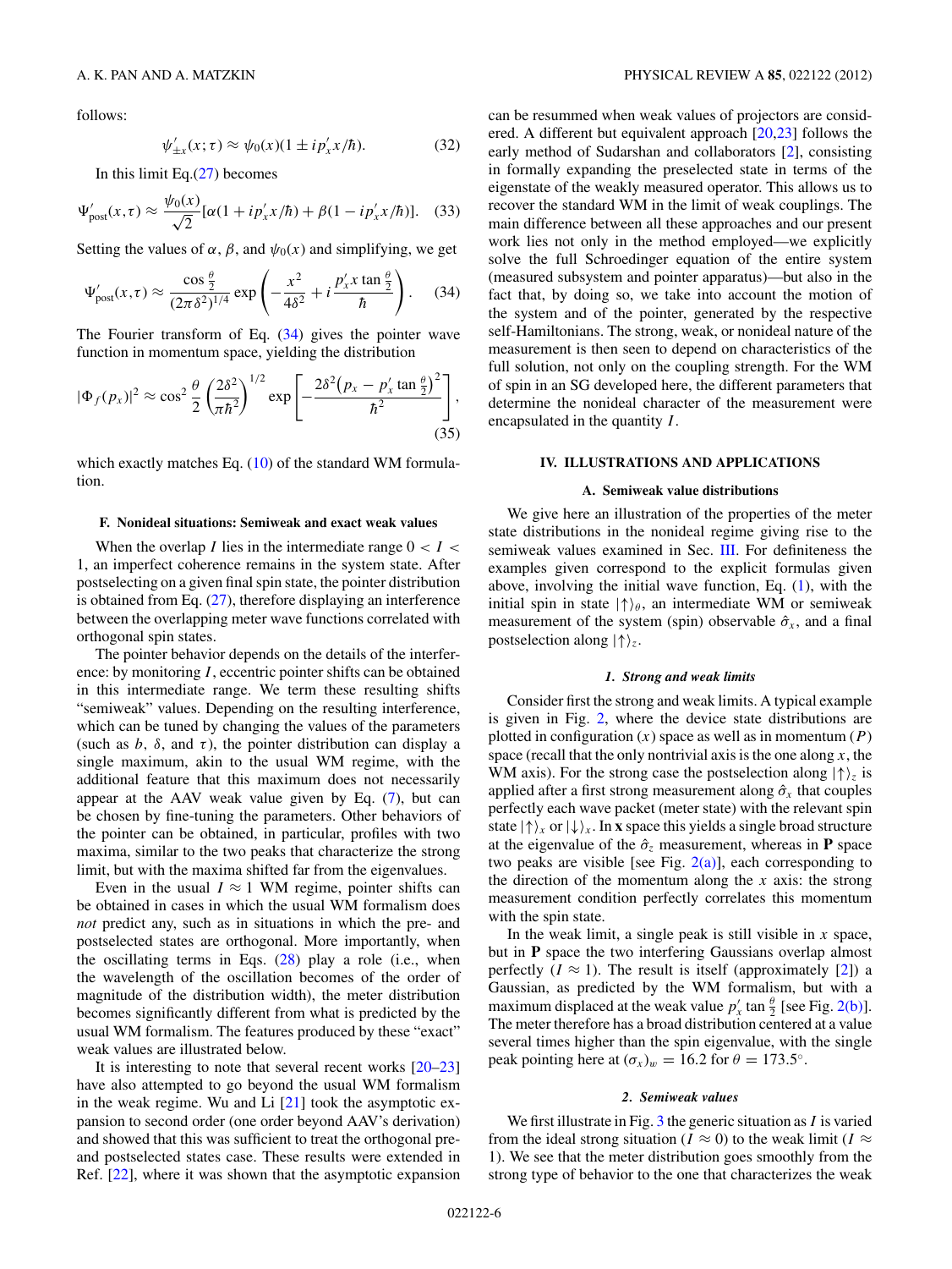follows:

$$\psi'_{\pm x}(x;\tau) \approx \psi_0(x)(1 \pm i p'_x x/\hbar). \tag{32}$$

In this limit Eq.(27) becomes

$$\Psi'_{\text{post}}(x,\tau) \approx \frac{\psi_0(x)}{\sqrt{2}}[\alpha(1 + i p'_x x/\hbar) + \beta(1 - i p'_x x/\hbar)]. \tag{33}$$

Setting the values of $\alpha$, $\beta$, and $\psi_0(x)$ and simplifying, we get

$$\Psi'_{\text{post}}(x,\tau) \approx \frac{\cos\frac{\theta}{2}}{(2\pi\delta^2)^{1/4}} \exp\left(-\frac{x^2}{4\delta^2} + i\frac{p'_x x \tan\frac{\theta}{2}}{\hbar}\right). \tag{34}$$

The Fourier transform of Eq. (34) gives the pointer wave function in momentum space, yielding the distribution

$$|\Phi_f(p_x)|^2 \approx \cos^2\frac{\theta}{2}\left(\frac{2\delta^2}{\pi\hbar^2}\right)^{1/2} \exp\left[-\frac{2\delta^2\left(p_x - p'_x \tan\frac{\theta}{2}\right)^2}{\hbar^2}\right], \tag{35}$$

which exactly matches Eq. (10) of the standard WM formulation.

### F. Nonideal situations: Semiweak and exact weak values

When the overlap $I$ lies in the intermediate range $0 < I < 1$, an imperfect coherence remains in the system state. After postselecting on a given final spin state, the pointer distribution is obtained from Eq. (27), therefore displaying an interference between the overlapping meter wave functions correlated with orthogonal spin states.

The pointer behavior depends on the details of the interference: by monitoring $I$, eccentric pointer shifts can be obtained in this intermediate range. We term these resulting shifts "semiweak" values. Depending on the resulting interference, which can be tuned by changing the values of the parameters (such as $b$, $\delta$, and $\tau$), the pointer distribution can display a single maximum, akin to the usual WM regime, with the additional feature that this maximum does not necessarily appear at the AAV weak value given by Eq. (7), but can be chosen by fine-tuning the parameters. Other behaviors of the pointer can be obtained, in particular, profiles with two maxima, similar to the two peaks that characterize the strong limit, but with the maxima shifted far from the eigenvalues.

Even in the usual $I \approx 1$ WM regime, pointer shifts can be obtained in cases in which the usual WM formalism does *not* predict any, such as in situations in which the pre- and postselected states are orthogonal. More importantly, when the oscillating terms in Eqs. (28) play a role (i.e., when the wavelength of the oscillation becomes of the order of magnitude of the distribution width), the meter distribution becomes significantly different from what is predicted by the usual WM formalism. The features produced by these "exact" weak values are illustrated below.

It is interesting to note that several recent works [20–23] have also attempted to go beyond the usual WM formalism in the weak regime. Wu and Li [21] took the asymptotic expansion to second order (one order beyond AAV's derivation) and showed that this was sufficient to treat the orthogonal pre- and postselected states case. These results were extended in Ref. [22], where it was shown that the asymptotic expansion can be resummed when weak values of projectors are considered. A different but equivalent approach [20,23] follows the early method of Sudarshan and collaborators [2], consisting in formally expanding the preselected state in terms of the eigenstate of the weakly measured operator. This allows us to recover the standard WM in the limit of weak couplings. The main difference between all these approaches and our present work lies not only in the method employed—we explicitly solve the full Schroedinger equation of the entire system (measured subsystem and pointer apparatus)—but also in the fact that, by doing so, we take into account the motion of the system and of the pointer, generated by the respective self-Hamiltonians. The strong, weak, or nonideal nature of the measurement is then seen to depend on characteristics of the full solution, not only on the coupling strength. For the WM of spin in an SG developed here, the different parameters that determine the nonideal character of the measurement were encapsulated in the quantity $I$.

## IV. ILLUSTRATIONS AND APPLICATIONS

### A. Semiweak value distributions

We give here an illustration of the properties of the meter state distributions in the nonideal regime giving rise to the semiweak values examined in Sec. III. For definiteness the examples given correspond to the explicit formulas given above, involving the initial wave function, Eq. (1), with the initial spin in state $|\uparrow\rangle_\theta$, an intermediate WM or semiweak measurement of the system (spin) observable $\hat{\sigma}_x$, and a final postselection along $|\uparrow\rangle_z$.

#### *1. Strong and weak limits*

Consider first the strong and weak limits. A typical example is given in Fig. 2, where the device state distributions are plotted in configuration ($x$) space as well as in momentum ($P$) space (recall that the only nontrivial axis is the one along $x$, the WM axis). For the strong case the postselection along $|\uparrow\rangle_z$ is applied after a first strong measurement along $\hat{\sigma}_x$ that couples perfectly each wave packet (meter state) with the relevant spin state $|\uparrow\rangle_x$ or $|\downarrow\rangle_x$. In **x** space this yields a single broad structure at the eigenvalue of the $\hat{\sigma}_z$ measurement, whereas in **P** space two peaks are visible [see Fig. 2(a)], each corresponding to the direction of the momentum along the $x$ axis: the strong measurement condition perfectly correlates this momentum with the spin state.

In the weak limit, a single peak is still visible in $x$ space, but in **P** space the two interfering Gaussians overlap almost perfectly ($I \approx 1$). The result is itself (approximately [2]) a Gaussian, as predicted by the WM formalism, but with a maximum displaced at the weak value $p'_x \tan\frac{\theta}{2}$ [see Fig. 2(b)]. The meter therefore has a broad distribution centered at a value several times higher than the spin eigenvalue, with the single peak pointing here at $(\sigma_x)_w = 16.2$ for $\theta = 173.5^\circ$.

#### *2. Semiweak values*

We first illustrate in Fig. 3 the generic situation as $I$ is varied from the ideal strong situation ($I \approx 0$) to the weak limit ($I \approx 1$). We see that the meter distribution goes smoothly from the strong type of behavior to the one that characterizes the weak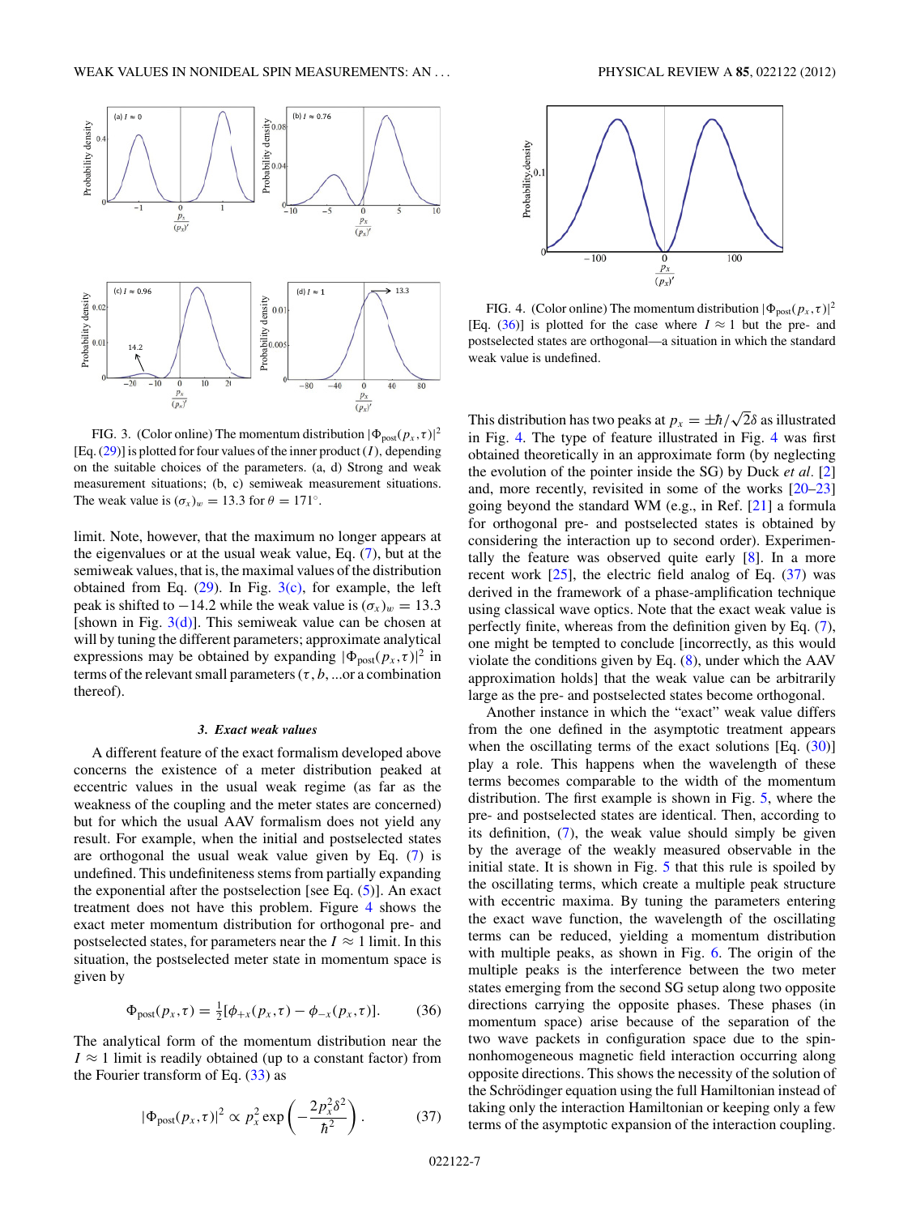FIG. 3. (Color online) The momentum distribution $|\Phi_{\rm post}(p_x,\tau)|^2$ [Eq. (29)] is plotted for four values of the inner product ($I$), depending on the suitable choices of the parameters. (a, d) Strong and weak measurement situations; (b, c) semiweak measurement situations. The weak value is $(\sigma_x)_w = 13.3$ for $\theta = 171^\circ$.

limit. Note, however, that the maximum no longer appears at the eigenvalues or at the usual weak value, Eq. (7), but at the semiweak values, that is, the maximal values of the distribution obtained from Eq. (29). In Fig. 3(c), for example, the left peak is shifted to $-14.2$ while the weak value is $(\sigma_x)_w = 13.3$ [shown in Fig. 3(d)]. This semiweak value can be chosen at will by tuning the different parameters; approximate analytical expressions may be obtained by expanding $|\Phi_{\rm post}(p_x,\tau)|^2$ in terms of the relevant small parameters ($\tau, b, \ldots$or a combination thereof).

### 3. Exact weak values

A different feature of the exact formalism developed above concerns the existence of a meter distribution peaked at eccentric values in the usual weak regime (as far as the weakness of the coupling and the meter states are concerned) but for which the usual AAV formalism does not yield any result. For example, when the initial and postselected states are orthogonal the usual weak value given by Eq. (7) is undefined. This undefiniteness stems from partially expanding the exponential after the postselection [see Eq. (5)]. An exact treatment does not have this problem. Figure 4 shows the exact meter momentum distribution for orthogonal pre- and postselected states, for parameters near the $I \approx 1$ limit. In this situation, the postselected meter state in momentum space is given by

$$\Phi_{\rm post}(p_x,\tau) = \tfrac{1}{2}[\phi_{+x}(p_x,\tau) - \phi_{-x}(p_x,\tau)]. \qquad (36)$$

The analytical form of the momentum distribution near the $I \approx 1$ limit is readily obtained (up to a constant factor) from the Fourier transform of Eq. (33) as

$$|\Phi_{\rm post}(p_x,\tau)|^2 \propto p_x^2 \exp\left(-\frac{2p_x^2\delta^2}{\hbar^2}\right). \qquad (37)$$

FIG. 4. (Color online) The momentum distribution $|\Phi_{\rm post}(p_x,\tau)|^2$ [Eq. (36)] is plotted for the case where $I \approx 1$ but the pre- and postselected states are orthogonal—a situation in which the standard weak value is undefined.

This distribution has two peaks at $p_x = \pm\hbar/\sqrt{2}\delta$ as illustrated in Fig. 4. The type of feature illustrated in Fig. 4 was first obtained theoretically in an approximate form (by neglecting the evolution of the pointer inside the SG) by Duck *et al.* [2] and, more recently, revisited in some of the works [20–23] going beyond the standard WM (e.g., in Ref. [21] a formula for orthogonal pre- and postselected states is obtained by considering the interaction up to second order). Experimentally the feature was observed quite early [8]. In a more recent work [25], the electric field analog of Eq. (37) was derived in the framework of a phase-amplification technique using classical wave optics. Note that the exact weak value is perfectly finite, whereas from the definition given by Eq. (7), one might be tempted to conclude [incorrectly, as this would violate the conditions given by Eq. (8), under which the AAV approximation holds] that the weak value can be arbitrarily large as the pre- and postselected states become orthogonal.

Another instance in which the "exact" weak value differs from the one defined in the asymptotic treatment appears when the oscillating terms of the exact solutions [Eq. (30)] play a role. This happens when the wavelength of these terms becomes comparable to the width of the momentum distribution. The first example is shown in Fig. 5, where the pre- and postselected states are identical. Then, according to its definition, (7), the weak value should simply be given by the average of the weakly measured observable in the initial state. It is shown in Fig. 5 that this rule is spoiled by the oscillating terms, which create a multiple peak structure with eccentric maxima. By tuning the parameters entering the exact wave function, the wavelength of the oscillating terms can be reduced, yielding a momentum distribution with multiple peaks, as shown in Fig. 6. The origin of the multiple peaks is the interference between the two meter states emerging from the second SG setup along two opposite directions carrying the opposite phases. These phases (in momentum space) arise because of the separation of the two wave packets in configuration space due to the spin-nonhomogeneous magnetic field interaction occurring along opposite directions. This shows the necessity of the solution of the Schrödinger equation using the full Hamiltonian instead of taking only the interaction Hamiltonian or keeping only a few terms of the asymptotic expansion of the interaction coupling.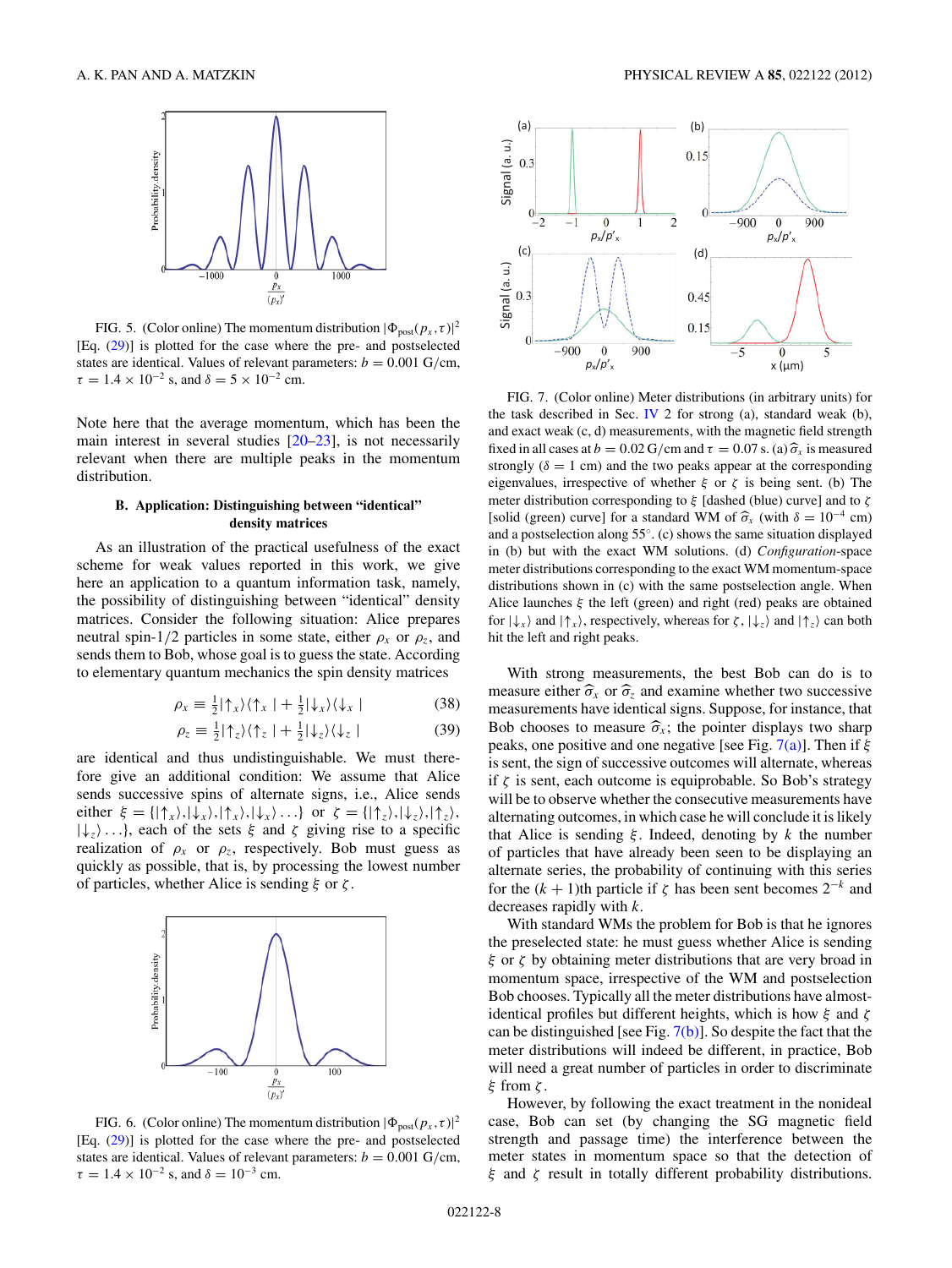FIG. 5. (Color online) The momentum distribution $|\Phi_{\text{post}}(p_x,\tau)|^2$ [Eq. (29)] is plotted for the case where the pre- and postselected states are identical. Values of relevant parameters: $b = 0.001$ G/cm, $\tau = 1.4\times10^{-2}$ s, and $\delta = 5\times10^{-2}$ cm.

Note here that the average momentum, which has been the main interest in several studies [20–23], is not necessarily relevant when there are multiple peaks in the momentum distribution.

### B. Application: Distinguishing between "identical" density matrices

As an illustration of the practical usefulness of the exact scheme for weak values reported in this work, we give here an application to a quantum information task, namely, the possibility of distinguishing between "identical" density matrices. Consider the following situation: Alice prepares neutral spin-1/2 particles in some state, either $\rho_x$ or $\rho_z$, and sends them to Bob, whose goal is to guess the state. According to elementary quantum mechanics the spin density matrices

$$\rho_x \equiv \tfrac{1}{2}|\uparrow_x\rangle\langle\uparrow_x| + \tfrac{1}{2}|\downarrow_x\rangle\langle\downarrow_x| \tag{38}$$

$$\rho_z \equiv \tfrac{1}{2}|\uparrow_z\rangle\langle\uparrow_z| + \tfrac{1}{2}|\downarrow_z\rangle\langle\downarrow_z| \tag{39}$$

are identical and thus undistinguishable. We must therefore give an additional condition: We assume that Alice sends successive spins of alternate signs, i.e., Alice sends either $\xi = \{|\uparrow_x\rangle, |\downarrow_x\rangle, |\uparrow_x\rangle, |\downarrow_x\rangle \ldots\}$ or $\zeta = \{|\uparrow_z\rangle, |\downarrow_z\rangle, |\uparrow_z\rangle, |\downarrow_z\rangle \ldots\}$, each of the sets $\xi$ and $\zeta$ giving rise to a specific realization of $\rho_x$ or $\rho_z$, respectively. Bob must guess as quickly as possible, that is, by processing the lowest number of particles, whether Alice is sending $\xi$ or $\zeta$.

FIG. 6. (Color online) The momentum distribution $|\Phi_{\text{post}}(p_x,\tau)|^2$ [Eq. (29)] is plotted for the case where the pre- and postselected states are identical. Values of relevant parameters: $b = 0.001$ G/cm, $\tau = 1.4\times10^{-2}$ s, and $\delta = 10^{-3}$ cm.

FIG. 7. (Color online) Meter distributions (in arbitrary units) for the task described in Sec. IV 2 for strong (a), standard weak (b), and exact weak (c, d) measurements, with the magnetic field strength fixed in all cases at $b = 0.02$ G/cm and $\tau = 0.07$ s. (a) $\widehat{\sigma}_x$ is measured strongly ($\delta = 1$ cm) and the two peaks appear at the corresponding eigenvalues, irrespective of whether $\xi$ or $\zeta$ is being sent. (b) The meter distribution corresponding to $\xi$ [dashed (blue) curve] and to $\zeta$ [solid (green) curve] for a standard WM of $\widehat{\sigma}_x$ (with $\delta = 10^{-4}$ cm) and a postselection along 55°. (c) shows the same situation displayed in (b) but with the exact WM solutions. (d) *Configuration*-space meter distributions corresponding to the exact WM momentum-space distributions shown in (c) with the same postselection angle. When Alice launches $\xi$ the left (green) and right (red) peaks are obtained for $|\downarrow_x\rangle$ and $|\uparrow_x\rangle$, respectively, whereas for $\zeta$, $|\downarrow_z\rangle$ and $|\uparrow_z\rangle$ can both hit the left and right peaks.

With strong measurements, the best Bob can do is to measure either $\widehat{\sigma}_x$ or $\widehat{\sigma}_z$ and examine whether two successive measurements have identical signs. Suppose, for instance, that Bob chooses to measure $\widehat{\sigma}_x$; the pointer displays two sharp peaks, one positive and one negative [see Fig. 7(a)]. Then if $\xi$ is sent, the sign of successive outcomes will alternate, whereas if $\zeta$ is sent, each outcome is equiprobable. So Bob's strategy will be to observe whether the consecutive measurements have alternating outcomes, in which case he will conclude it is likely that Alice is sending $\xi$. Indeed, denoting by $k$ the number of particles that have already been seen to be displaying an alternate series, the probability of continuing with this series for the $(k+1)$th particle if $\zeta$ has been sent becomes $2^{-k}$ and decreases rapidly with $k$.

With standard WMs the problem for Bob is that he ignores the preselected state: he must guess whether Alice is sending $\xi$ or $\zeta$ by obtaining meter distributions that are very broad in momentum space, irrespective of the WM and postselection Bob chooses. Typically all the meter distributions have almost-identical profiles but different heights, which is how $\xi$ and $\zeta$ can be distinguished [see Fig. 7(b)]. So despite the fact that the meter distributions will indeed be different, in practice, Bob will need a great number of particles in order to discriminate $\xi$ from $\zeta$.

However, by following the exact treatment in the nonideal case, Bob can set (by changing the SG magnetic field strength and passage time) the interference between the meter states in momentum space so that the detection of $\xi$ and $\zeta$ result in totally different probability distributions.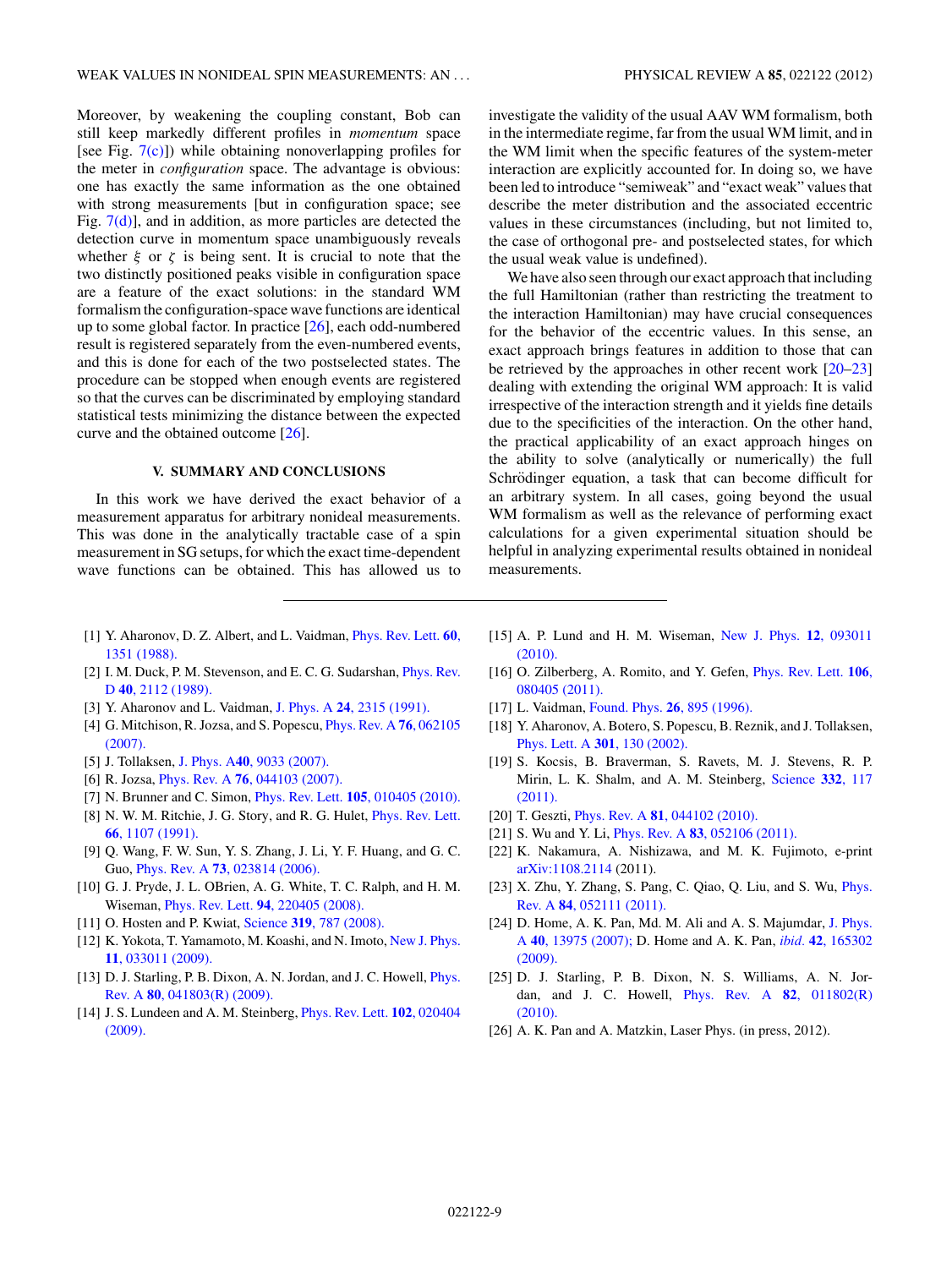Moreover, by weakening the coupling constant, Bob can still keep markedly different profiles in *momentum* space [see Fig. 7(c)]) while obtaining nonoverlapping profiles for the meter in *configuration* space. The advantage is obvious: one has exactly the same information as the one obtained with strong measurements [but in configuration space; see Fig. 7(d)], and in addition, as more particles are detected the detection curve in momentum space unambiguously reveals whether $\xi$ or $\zeta$ is being sent. It is crucial to note that the two distinctly positioned peaks visible in configuration space are a feature of the exact solutions: in the standard WM formalism the configuration-space wave functions are identical up to some global factor. In practice [26], each odd-numbered result is registered separately from the even-numbered events, and this is done for each of the two postselected states. The procedure can be stopped when enough events are registered so that the curves can be discriminated by employing standard statistical tests minimizing the distance between the expected curve and the obtained outcome [26].

## V. SUMMARY AND CONCLUSIONS

In this work we have derived the exact behavior of a measurement apparatus for arbitrary nonideal measurements. This was done in the analytically tractable case of a spin measurement in SG setups, for which the exact time-dependent wave functions can be obtained. This has allowed us to investigate the validity of the usual AAV WM formalism, both in the intermediate regime, far from the usual WM limit, and in the WM limit when the specific features of the system-meter interaction are explicitly accounted for. In doing so, we have been led to introduce "semiweak" and "exact weak" values that describe the meter distribution and the associated eccentric values in these circumstances (including, but not limited to, the case of orthogonal pre- and postselected states, for which the usual weak value is undefined).

We have also seen through our exact approach that including the full Hamiltonian (rather than restricting the treatment to the interaction Hamiltonian) may have crucial consequences for the behavior of the eccentric values. In this sense, an exact approach brings features in addition to those that can be retrieved by the approaches in other recent work [20–23] dealing with extending the original WM approach: It is valid irrespective of the interaction strength and it yields fine details due to the specificities of the interaction. On the other hand, the practical applicability of an exact approach hinges on the ability to solve (analytically or numerically) the full Schrödinger equation, a task that can become difficult for an arbitrary system. In all cases, going beyond the usual WM formalism as well as the relevance of performing exact calculations for a given experimental situation should be helpful in analyzing experimental results obtained in nonideal measurements.

---

[1] Y. Aharonov, D. Z. Albert, and L. Vaidman, Phys. Rev. Lett. **60**, 1351 (1988).

[2] I. M. Duck, P. M. Stevenson, and E. C. G. Sudarshan, Phys. Rev. D **40**, 2112 (1989).

[3] Y. Aharonov and L. Vaidman, J. Phys. A **24**, 2315 (1991).

[4] G. Mitchison, R. Jozsa, and S. Popescu, Phys. Rev. A **76**, 062105 (2007).

[5] J. Tollaksen, J. Phys. A**40**, 9033 (2007).

[6] R. Jozsa, Phys. Rev. A **76**, 044103 (2007).

[7] N. Brunner and C. Simon, Phys. Rev. Lett. **105**, 010405 (2010).

[8] N. W. M. Ritchie, J. G. Story, and R. G. Hulet, Phys. Rev. Lett. **66**, 1107 (1991).

[9] Q. Wang, F. W. Sun, Y. S. Zhang, J. Li, Y. F. Huang, and G. C. Guo, Phys. Rev. A **73**, 023814 (2006).

[10] G. J. Pryde, J. L. OBrien, A. G. White, T. C. Ralph, and H. M. Wiseman, Phys. Rev. Lett. **94**, 220405 (2008).

[11] O. Hosten and P. Kwiat, Science **319**, 787 (2008).

[12] K. Yokota, T. Yamamoto, M. Koashi, and N. Imoto, New J. Phys. **11**, 033011 (2009).

[13] D. J. Starling, P. B. Dixon, A. N. Jordan, and J. C. Howell, Phys. Rev. A **80**, 041803(R) (2009).

[14] J. S. Lundeen and A. M. Steinberg, Phys. Rev. Lett. **102**, 020404 (2009).

[15] A. P. Lund and H. M. Wiseman, New J. Phys. **12**, 093011 (2010).

[16] O. Zilberberg, A. Romito, and Y. Gefen, Phys. Rev. Lett. **106**, 080405 (2011).

[17] L. Vaidman, Found. Phys. **26**, 895 (1996).

[18] Y. Aharonov, A. Botero, S. Popescu, B. Reznik, and J. Tollaksen, Phys. Lett. A **301**, 130 (2002).

[19] S. Kocsis, B. Braverman, S. Ravets, M. J. Stevens, R. P. Mirin, L. K. Shalm, and A. M. Steinberg, Science **332**, 117 (2011).

[20] T. Geszti, Phys. Rev. A **81**, 044102 (2010).

[21] S. Wu and Y. Li, Phys. Rev. A **83**, 052106 (2011).

[22] K. Nakamura, A. Nishizawa, and M. K. Fujimoto, e-print arXiv:1108.2114 (2011).

[23] X. Zhu, Y. Zhang, S. Pang, C. Qiao, Q. Liu, and S. Wu, Phys. Rev. A **84**, 052111 (2011).

[24] D. Home, A. K. Pan, Md. M. Ali and A. S. Majumdar, J. Phys. A **40**, 13975 (2007); D. Home and A. K. Pan, *ibid.* **42**, 165302 (2009).

[25] D. J. Starling, P. B. Dixon, N. S. Williams, A. N. Jordan, and J. C. Howell, Phys. Rev. A **82**, 011802(R) (2010).

[26] A. K. Pan and A. Matzkin, Laser Phys. (in press, 2012).